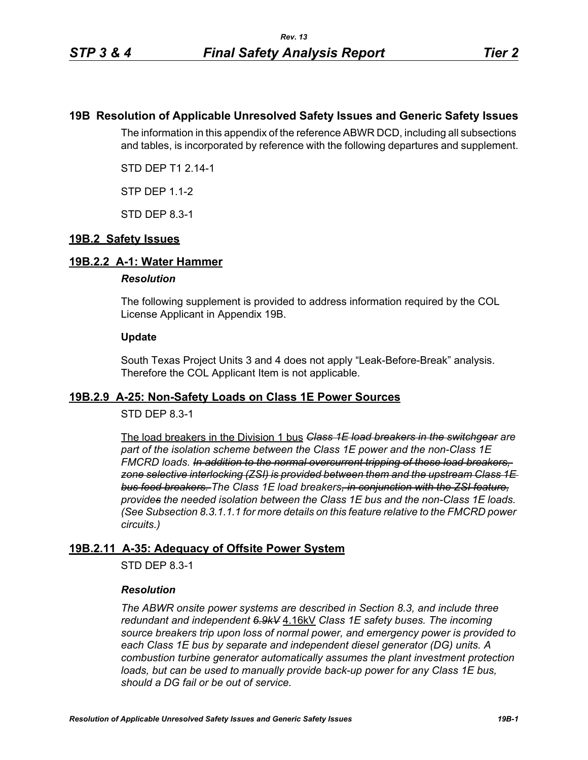# 19B Resolution of Applicable Unresolved Safety Issues and Generic Safety Issues

The information in this appendix of the reference ABWR DCD, including all subsections and tables, is incorporated by reference with the following departures and supplement.

STD DEP T1 2.14-1

STP DEP 1.1-2

STD DEP 8.3-1

## 19B.2 Safety Issues

### 19B.2.2 A-1: Water Hammer

***Resolution***

The following supplement is provided to address information required by the COL License Applicant in Appendix 19B.

**Update**

South Texas Project Units 3 and 4 does not apply "Leak-Before-Break" analysis. Therefore the COL Applicant Item is not applicable.

### 19B.2.9 A-25: Non-Safety Loads on Class 1E Power Sources

STD DEP 8.3-1

<u>The load breakers in the Division 1 bus</u> ~~*Class 1E load breakers in the switchgear*~~ *are part of the isolation scheme between the Class 1E power and the non-Class 1E FMCRD loads.* ~~*In addition to the normal overcurrent tripping of these load breakers, zone selective interlocking (ZSI) is provided between them and the upstream Class 1E bus feed breakers.*~~ *The Class 1E load breakers*~~*, in conjunction with the ZSI feature,*~~ *provide*~~*s*~~ *the needed isolation between the Class 1E bus and the non-Class 1E loads. (See Subsection 8.3.1.1.1 for more details on this feature relative to the FMCRD power circuits.)*

### 19B.2.11 A-35: Adequacy of Offsite Power System

STD DEP 8.3-1

***Resolution***

*The ABWR onsite power systems are described in Section 8.3, and include three redundant and independent* ~~*6.9kV*~~ <u>4.16kV</u> *Class 1E safety buses. The incoming source breakers trip upon loss of normal power, and emergency power is provided to each Class 1E bus by separate and independent diesel generator (DG) units. A combustion turbine generator automatically assumes the plant investment protection loads, but can be used to manually provide back-up power for any Class 1E bus, should a DG fail or be out of service.*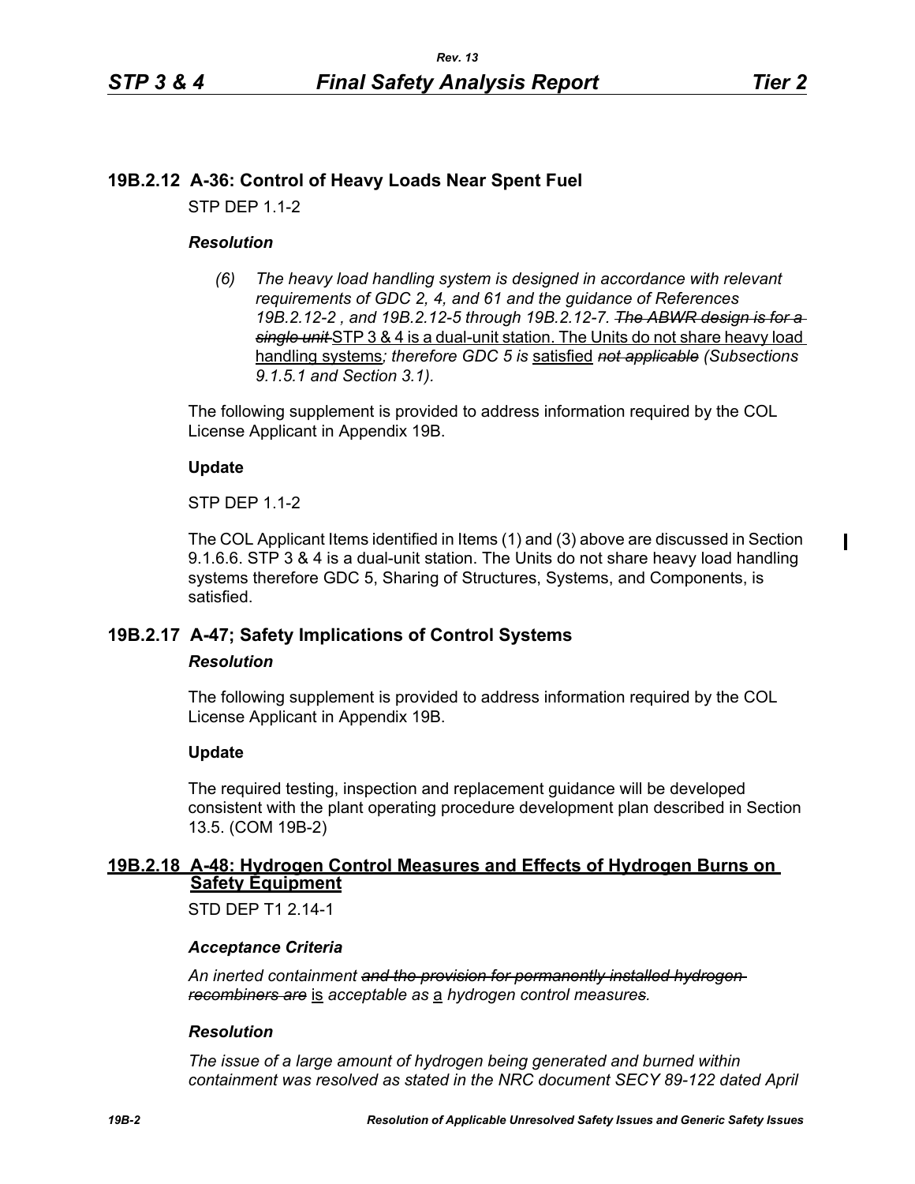## 19B.2.12 A-36: Control of Heavy Loads Near Spent Fuel

STP DEP 1.1-2

### *Resolution*

*(6) The heavy load handling system is designed in accordance with relevant requirements of GDC 2, 4, and 61 and the guidance of References 19B.2.12-2 , and 19B.2.12-5 through 19B.2.12-7. ~~The ABWR design is for a single unit~~* <u>STP 3 & 4 is a dual-unit station. The Units do not share heavy load handling systems</u>*; therefore GDC 5 is* <u>satisfied</u> *~~not applicable~~ (Subsections 9.1.5.1 and Section 3.1).*

The following supplement is provided to address information required by the COL License Applicant in Appendix 19B.

**Update**

STP DEP 1.1-2

The COL Applicant Items identified in Items (1) and (3) above are discussed in Section 9.1.6.6. STP 3 & 4 is a dual-unit station. The Units do not share heavy load handling systems therefore GDC 5, Sharing of Structures, Systems, and Components, is satisfied.

## 19B.2.17 A-47; Safety Implications of Control Systems

### *Resolution*

The following supplement is provided to address information required by the COL License Applicant in Appendix 19B.

**Update**

The required testing, inspection and replacement guidance will be developed consistent with the plant operating procedure development plan described in Section 13.5. (COM 19B-2)

## <u>19B.2.18 A-48: Hydrogen Control Measures and Effects of Hydrogen Burns on Safety Equipment</u>

STD DEP T1 2.14-1

### *Acceptance Criteria*

*An inerted containment ~~and the provision for permanently installed hydrogen recombiners are~~* <u>is</u> *acceptable as* <u>a</u> *hydrogen control measure~~s~~.*

### *Resolution*

*The issue of a large amount of hydrogen being generated and burned within containment was resolved as stated in the NRC document SECY 89-122 dated April*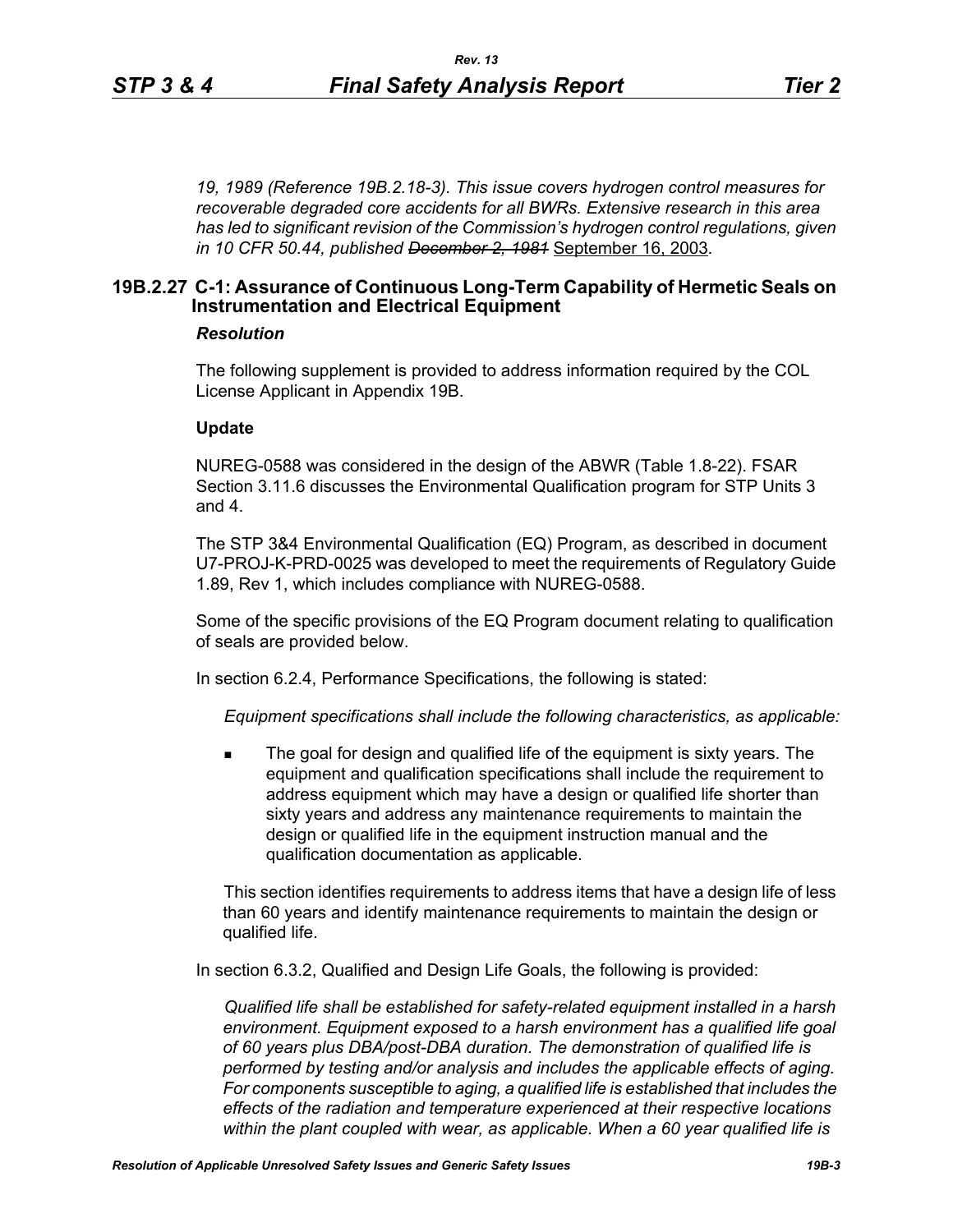*19, 1989 (Reference 19B.2.18-3). This issue covers hydrogen control measures for recoverable degraded core accidents for all BWRs. Extensive research in this area has led to significant revision of the Commission's hydrogen control regulations, given in 10 CFR 50.44, published ~~December 2, 1981~~* September 16, 2003.

## 19B.2.27 C-1: Assurance of Continuous Long-Term Capability of Hermetic Seals on Instrumentation and Electrical Equipment

### *Resolution*

The following supplement is provided to address information required by the COL License Applicant in Appendix 19B.

**Update**

NUREG-0588 was considered in the design of the ABWR (Table 1.8-22). FSAR Section 3.11.6 discusses the Environmental Qualification program for STP Units 3 and 4.

The STP 3&4 Environmental Qualification (EQ) Program, as described in document U7-PROJ-K-PRD-0025 was developed to meet the requirements of Regulatory Guide 1.89, Rev 1, which includes compliance with NUREG-0588.

Some of the specific provisions of the EQ Program document relating to qualification of seals are provided below.

In section 6.2.4, Performance Specifications, the following is stated:

*Equipment specifications shall include the following characteristics, as applicable:*

- The goal for design and qualified life of the equipment is sixty years. The equipment and qualification specifications shall include the requirement to address equipment which may have a design or qualified life shorter than sixty years and address any maintenance requirements to maintain the design or qualified life in the equipment instruction manual and the qualification documentation as applicable.

This section identifies requirements to address items that have a design life of less than 60 years and identify maintenance requirements to maintain the design or qualified life.

In section 6.3.2, Qualified and Design Life Goals, the following is provided:

*Qualified life shall be established for safety-related equipment installed in a harsh environment. Equipment exposed to a harsh environment has a qualified life goal of 60 years plus DBA/post-DBA duration. The demonstration of qualified life is performed by testing and/or analysis and includes the applicable effects of aging. For components susceptible to aging, a qualified life is established that includes the effects of the radiation and temperature experienced at their respective locations within the plant coupled with wear, as applicable. When a 60 year qualified life is*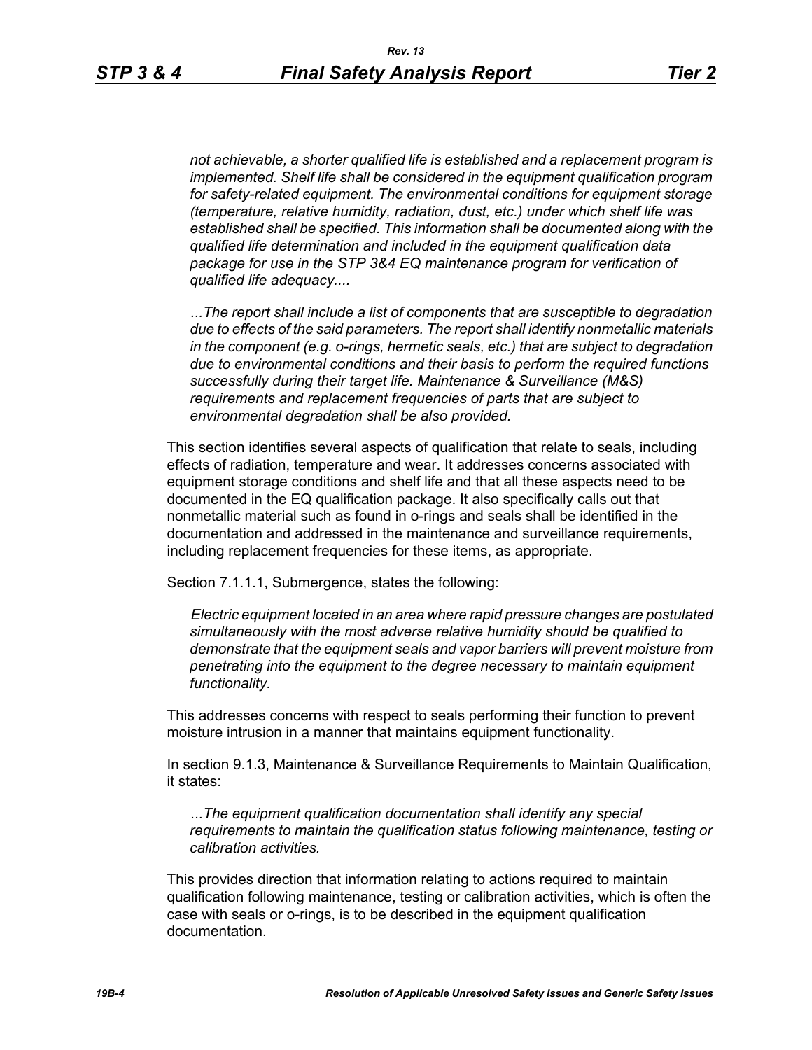*not achievable, a shorter qualified life is established and a replacement program is implemented. Shelf life shall be considered in the equipment qualification program for safety-related equipment. The environmental conditions for equipment storage (temperature, relative humidity, radiation, dust, etc.) under which shelf life was established shall be specified. This information shall be documented along with the qualified life determination and included in the equipment qualification data package for use in the STP 3&4 EQ maintenance program for verification of qualified life adequacy....*

*...The report shall include a list of components that are susceptible to degradation due to effects of the said parameters. The report shall identify nonmetallic materials in the component (e.g. o-rings, hermetic seals, etc.) that are subject to degradation due to environmental conditions and their basis to perform the required functions successfully during their target life. Maintenance & Surveillance (M&S) requirements and replacement frequencies of parts that are subject to environmental degradation shall be also provided.*

This section identifies several aspects of qualification that relate to seals, including effects of radiation, temperature and wear. It addresses concerns associated with equipment storage conditions and shelf life and that all these aspects need to be documented in the EQ qualification package. It also specifically calls out that nonmetallic material such as found in o-rings and seals shall be identified in the documentation and addressed in the maintenance and surveillance requirements, including replacement frequencies for these items, as appropriate.

Section 7.1.1.1, Submergence, states the following:

*Electric equipment located in an area where rapid pressure changes are postulated simultaneously with the most adverse relative humidity should be qualified to demonstrate that the equipment seals and vapor barriers will prevent moisture from penetrating into the equipment to the degree necessary to maintain equipment functionality.*

This addresses concerns with respect to seals performing their function to prevent moisture intrusion in a manner that maintains equipment functionality.

In section 9.1.3, Maintenance & Surveillance Requirements to Maintain Qualification, it states:

*...The equipment qualification documentation shall identify any special requirements to maintain the qualification status following maintenance, testing or calibration activities.*

This provides direction that information relating to actions required to maintain qualification following maintenance, testing or calibration activities, which is often the case with seals or o-rings, is to be described in the equipment qualification documentation.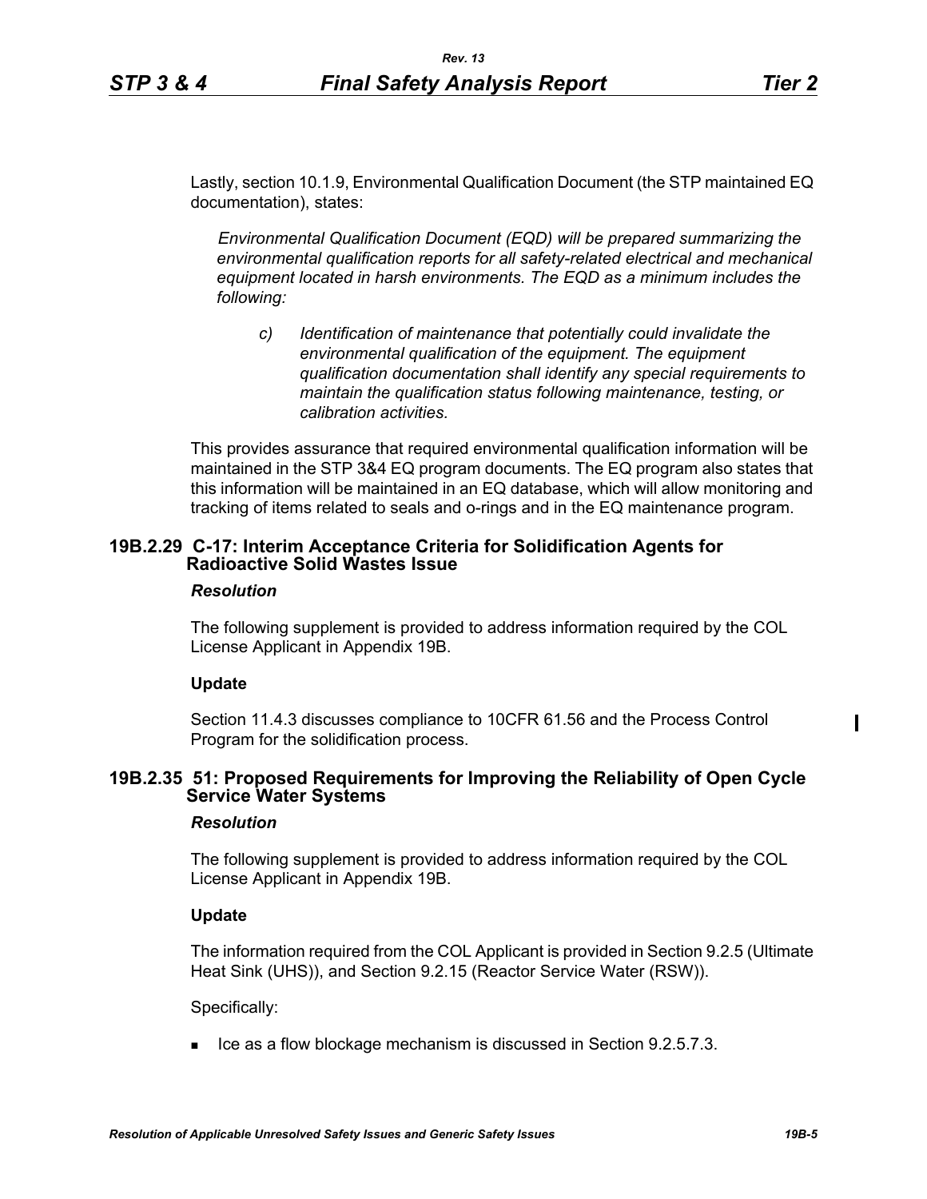Lastly, section 10.1.9, Environmental Qualification Document (the STP maintained EQ documentation), states:

> *Environmental Qualification Document (EQD) will be prepared summarizing the environmental qualification reports for all safety-related electrical and mechanical equipment located in harsh environments. The EQD as a minimum includes the following:*
>
> > *c) Identification of maintenance that potentially could invalidate the environmental qualification of the equipment. The equipment qualification documentation shall identify any special requirements to maintain the qualification status following maintenance, testing, or calibration activities.*

This provides assurance that required environmental qualification information will be maintained in the STP 3&4 EQ program documents. The EQ program also states that this information will be maintained in an EQ database, which will allow monitoring and tracking of items related to seals and o-rings and in the EQ maintenance program.

## 19B.2.29 C-17: Interim Acceptance Criteria for Solidification Agents for Radioactive Solid Wastes Issue

### *Resolution*

The following supplement is provided to address information required by the COL License Applicant in Appendix 19B.

**Update**

Section 11.4.3 discusses compliance to 10CFR 61.56 and the Process Control Program for the solidification process.

## 19B.2.35 51: Proposed Requirements for Improving the Reliability of Open Cycle Service Water Systems

### *Resolution*

The following supplement is provided to address information required by the COL License Applicant in Appendix 19B.

**Update**

The information required from the COL Applicant is provided in Section 9.2.5 (Ultimate Heat Sink (UHS)), and Section 9.2.15 (Reactor Service Water (RSW)).

Specifically:

- Ice as a flow blockage mechanism is discussed in Section 9.2.5.7.3.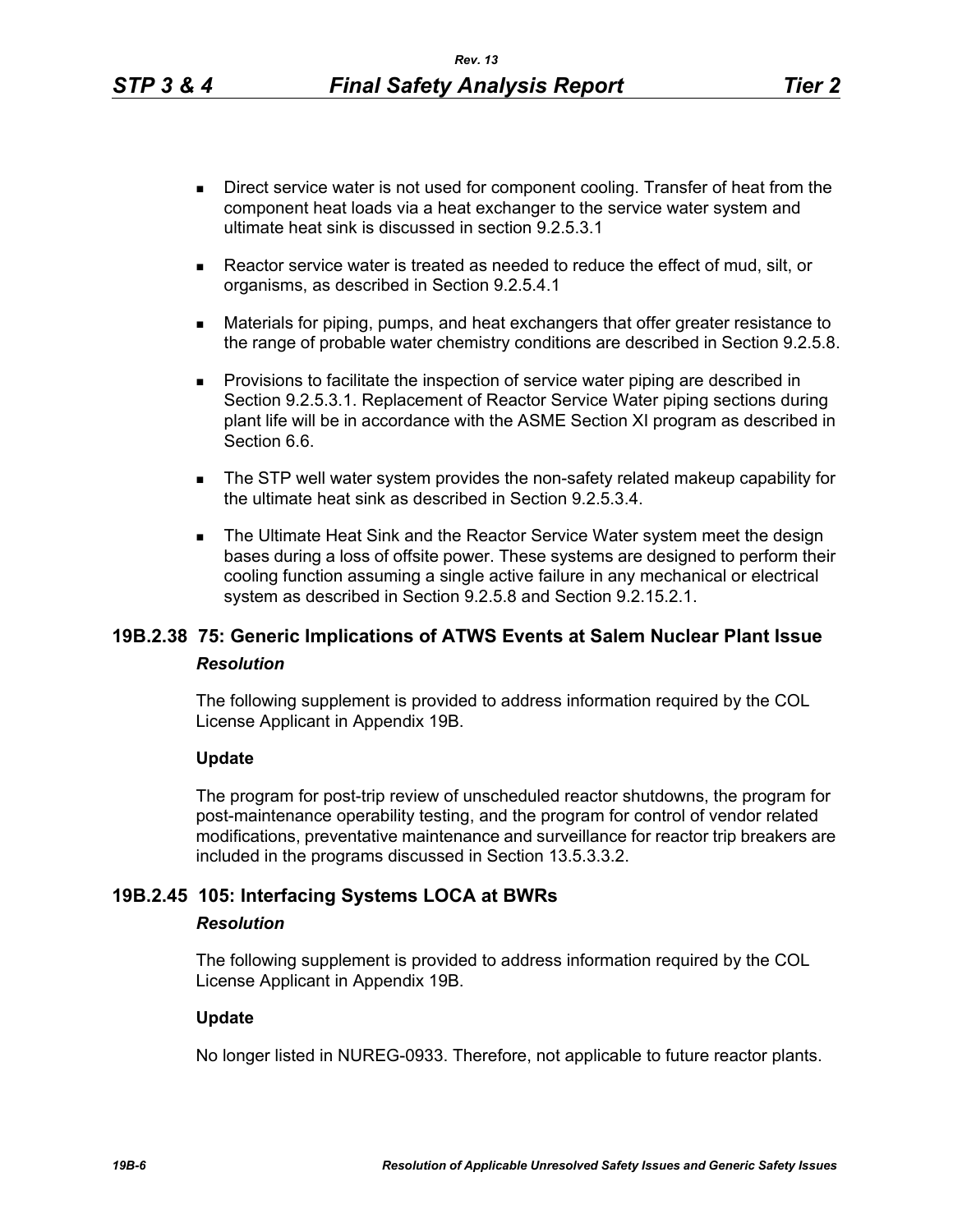- Direct service water is not used for component cooling. Transfer of heat from the component heat loads via a heat exchanger to the service water system and ultimate heat sink is discussed in section 9.2.5.3.1
- Reactor service water is treated as needed to reduce the effect of mud, silt, or organisms, as described in Section 9.2.5.4.1
- Materials for piping, pumps, and heat exchangers that offer greater resistance to the range of probable water chemistry conditions are described in Section 9.2.5.8.
- Provisions to facilitate the inspection of service water piping are described in Section 9.2.5.3.1. Replacement of Reactor Service Water piping sections during plant life will be in accordance with the ASME Section XI program as described in Section 6.6.
- The STP well water system provides the non-safety related makeup capability for the ultimate heat sink as described in Section 9.2.5.3.4.
- The Ultimate Heat Sink and the Reactor Service Water system meet the design bases during a loss of offsite power. These systems are designed to perform their cooling function assuming a single active failure in any mechanical or electrical system as described in Section 9.2.5.8 and Section 9.2.15.2.1.

## 19B.2.38 75: Generic Implications of ATWS Events at Salem Nuclear Plant Issue

### *Resolution*

The following supplement is provided to address information required by the COL License Applicant in Appendix 19B.

**Update**

The program for post-trip review of unscheduled reactor shutdowns, the program for post-maintenance operability testing, and the program for control of vendor related modifications, preventative maintenance and surveillance for reactor trip breakers are included in the programs discussed in Section 13.5.3.3.2.

## 19B.2.45 105: Interfacing Systems LOCA at BWRs

### *Resolution*

The following supplement is provided to address information required by the COL License Applicant in Appendix 19B.

**Update**

No longer listed in NUREG-0933. Therefore, not applicable to future reactor plants.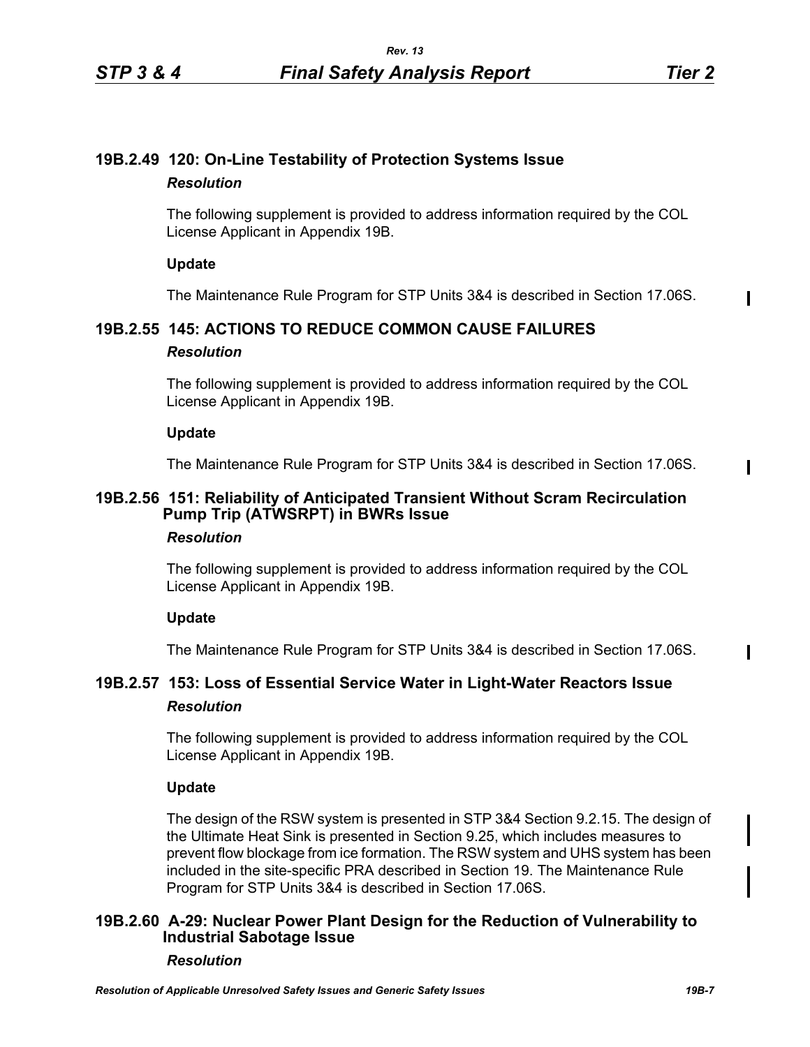## 19B.2.49 120: On-Line Testability of Protection Systems Issue

### *Resolution*

The following supplement is provided to address information required by the COL License Applicant in Appendix 19B.

**Update**

The Maintenance Rule Program for STP Units 3&4 is described in Section 17.06S.

## 19B.2.55 145: ACTIONS TO REDUCE COMMON CAUSE FAILURES

### *Resolution*

The following supplement is provided to address information required by the COL License Applicant in Appendix 19B.

**Update**

The Maintenance Rule Program for STP Units 3&4 is described in Section 17.06S.

## 19B.2.56 151: Reliability of Anticipated Transient Without Scram Recirculation Pump Trip (ATWSRPT) in BWRs Issue

### *Resolution*

The following supplement is provided to address information required by the COL License Applicant in Appendix 19B.

**Update**

The Maintenance Rule Program for STP Units 3&4 is described in Section 17.06S.

## 19B.2.57 153: Loss of Essential Service Water in Light-Water Reactors Issue

### *Resolution*

The following supplement is provided to address information required by the COL License Applicant in Appendix 19B.

**Update**

The design of the RSW system is presented in STP 3&4 Section 9.2.15. The design of the Ultimate Heat Sink is presented in Section 9.25, which includes measures to prevent flow blockage from ice formation. The RSW system and UHS system has been included in the site-specific PRA described in Section 19. The Maintenance Rule Program for STP Units 3&4 is described in Section 17.06S.

## 19B.2.60 A-29: Nuclear Power Plant Design for the Reduction of Vulnerability to Industrial Sabotage Issue

### *Resolution*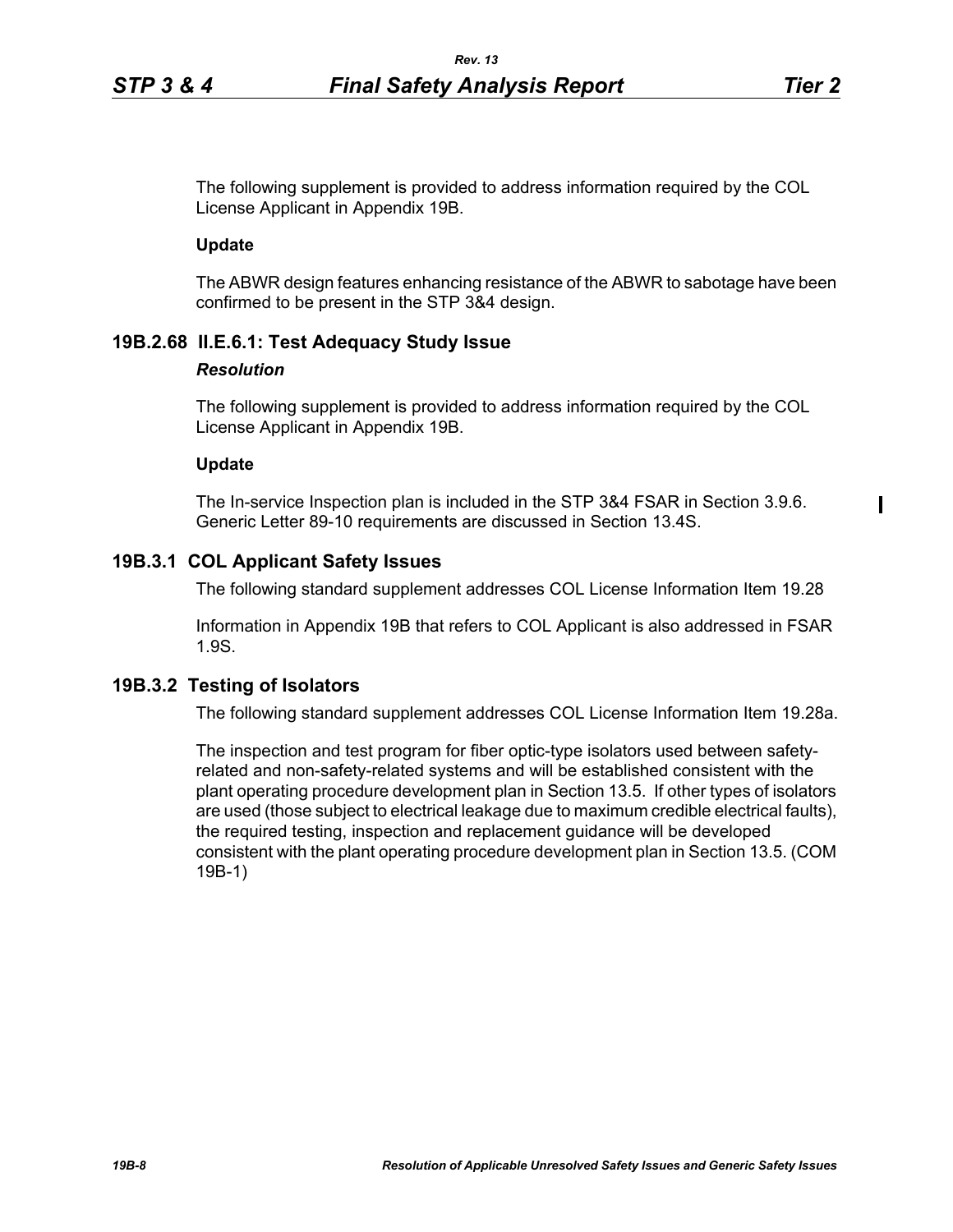The following supplement is provided to address information required by the COL License Applicant in Appendix 19B.

**Update**

The ABWR design features enhancing resistance of the ABWR to sabotage have been confirmed to be present in the STP 3&4 design.

## 19B.2.68 II.E.6.1: Test Adequacy Study Issue

***Resolution***

The following supplement is provided to address information required by the COL License Applicant in Appendix 19B.

**Update**

The In-service Inspection plan is included in the STP 3&4 FSAR in Section 3.9.6. Generic Letter 89-10 requirements are discussed in Section 13.4S.

## 19B.3.1 COL Applicant Safety Issues

The following standard supplement addresses COL License Information Item 19.28

Information in Appendix 19B that refers to COL Applicant is also addressed in FSAR 1.9S.

## 19B.3.2 Testing of Isolators

The following standard supplement addresses COL License Information Item 19.28a.

The inspection and test program for fiber optic-type isolators used between safety-related and non-safety-related systems and will be established consistent with the plant operating procedure development plan in Section 13.5. If other types of isolators are used (those subject to electrical leakage due to maximum credible electrical faults), the required testing, inspection and replacement guidance will be developed consistent with the plant operating procedure development plan in Section 13.5. (COM 19B-1)